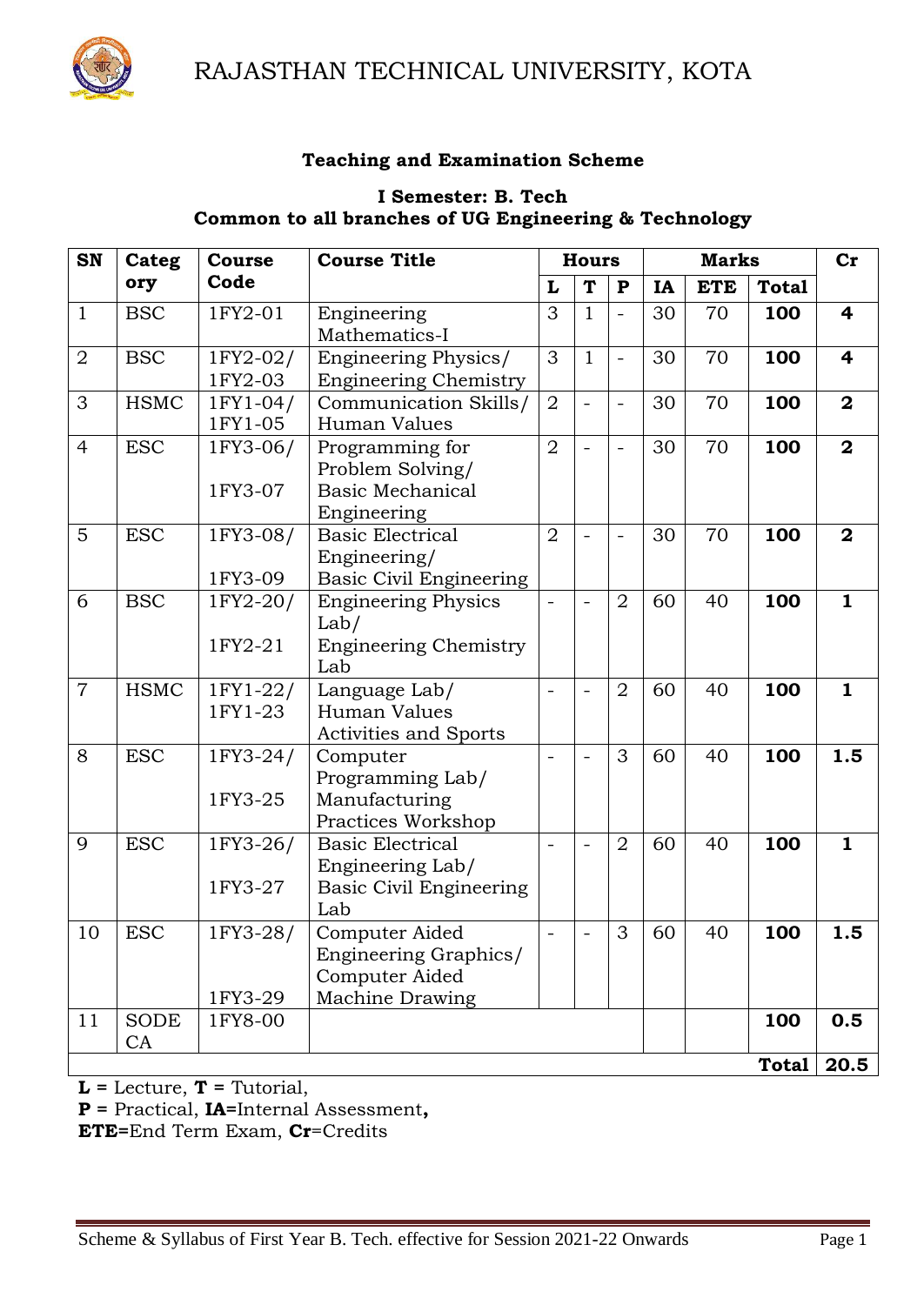# RAJASTHAN TECHNICAL UNIVERSITY, KOTA

## Teaching and Examination Scheme

### I Semester: B. Tech
### Common to all branches of UG Engineering & Technology

| SN | Category | Course Code | Course Title | Hours | | | Marks | | | Cr |
|---|---|---|---|---|---|---|---|---|---|---|
| | | | | L | T | P | IA | ETE | Total | |
| 1 | BSC | 1FY2-01 | Engineering Mathematics-I | 3 | 1 | - | 30 | 70 | **100** | **4** |
| 2 | BSC | 1FY2-02/ 1FY2-03 | Engineering Physics/ Engineering Chemistry | 3 | 1 | - | 30 | 70 | **100** | **4** |
| 3 | HSMC | 1FY1-04/ 1FY1-05 | Communication Skills/ Human Values | 2 | - | - | 30 | 70 | **100** | **2** |
| 4 | ESC | 1FY3-06/ 1FY3-07 | Programming for Problem Solving/ Basic Mechanical Engineering | 2 | - | - | 30 | 70 | **100** | **2** |
| 5 | ESC | 1FY3-08/ 1FY3-09 | Basic Electrical Engineering/ Basic Civil Engineering | 2 | - | - | 30 | 70 | **100** | **2** |
| 6 | BSC | 1FY2-20/ 1FY2-21 | Engineering Physics Lab/ Engineering Chemistry Lab | - | - | 2 | 60 | 40 | **100** | **1** |
| 7 | HSMC | 1FY1-22/ 1FY1-23 | Language Lab/ Human Values Activities and Sports | - | - | 2 | 60 | 40 | **100** | **1** |
| 8 | ESC | 1FY3-24/ 1FY3-25 | Computer Programming Lab/ Manufacturing Practices Workshop | - | - | 3 | 60 | 40 | **100** | **1.5** |
| 9 | ESC | 1FY3-26/ 1FY3-27 | Basic Electrical Engineering Lab/ Basic Civil Engineering Lab | - | - | 2 | 60 | 40 | **100** | **1** |
| 10 | ESC | 1FY3-28/ 1FY3-29 | Computer Aided Engineering Graphics/ Computer Aided Machine Drawing | - | - | 3 | 60 | 40 | **100** | **1.5** |
| 11 | SODECA | 1FY8-00 | | | | | | | **100** | **0.5** |
| | | | | | | | | | **Total** | **20.5** |

**L =** Lecture, **T =** Tutorial,
**P =** Practical, **IA=**Internal Assessment**,**
**ETE=**End Term Exam, **Cr**=Credits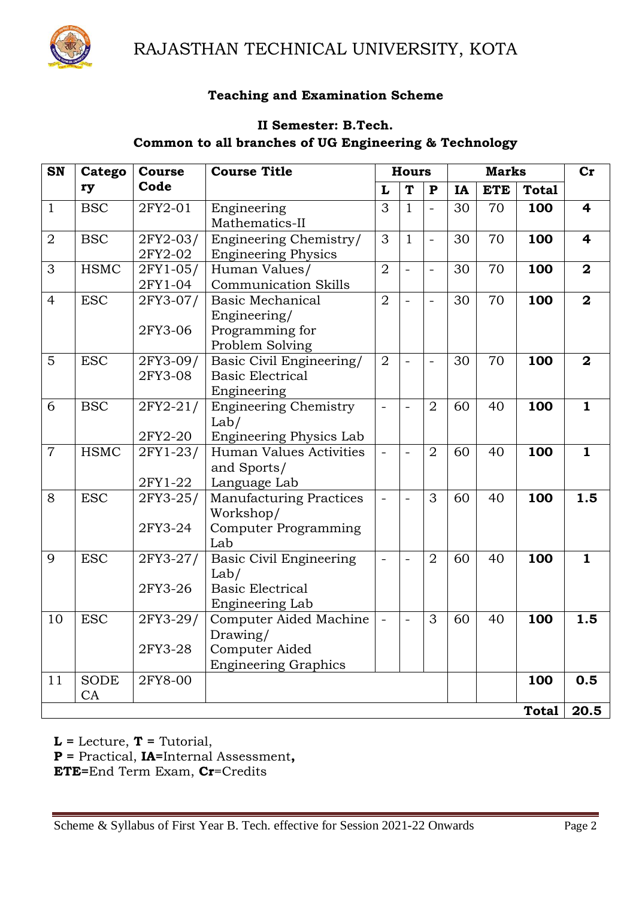RAJASTHAN TECHNICAL UNIVERSITY, KOTA

## Teaching and Examination Scheme

### II Semester: B.Tech.
### Common to all branches of UG Engineering & Technology

| SN | Category | Course Code | Course Title | Hours | | | Marks | | | Cr |
|---|---|---|---|---|---|---|---|---|---|---|
| | | | | L | T | P | IA | ETE | Total | |
| 1 | BSC | 2FY2-01 | Engineering Mathematics-II | 3 | 1 | - | 30 | 70 | **100** | **4** |
| 2 | BSC | 2FY2-03/ 2FY2-02 | Engineering Chemistry/ Engineering Physics | 3 | 1 | - | 30 | 70 | **100** | **4** |
| 3 | HSMC | 2FY1-05/ 2FY1-04 | Human Values/ Communication Skills | 2 | - | - | 30 | 70 | **100** | **2** |
| 4 | ESC | 2FY3-07/ 2FY3-06 | Basic Mechanical Engineering/ Programming for Problem Solving | 2 | - | - | 30 | 70 | **100** | **2** |
| 5 | ESC | 2FY3-09/ 2FY3-08 | Basic Civil Engineering/ Basic Electrical Engineering | 2 | - | - | 30 | 70 | **100** | **2** |
| 6 | BSC | 2FY2-21/ 2FY2-20 | Engineering Chemistry Lab/ Engineering Physics Lab | - | - | 2 | 60 | 40 | **100** | **1** |
| 7 | HSMC | 2FY1-23/ 2FY1-22 | Human Values Activities and Sports/ Language Lab | - | - | 2 | 60 | 40 | **100** | **1** |
| 8 | ESC | 2FY3-25/ 2FY3-24 | Manufacturing Practices Workshop/ Computer Programming Lab | - | - | 3 | 60 | 40 | **100** | **1.5** |
| 9 | ESC | 2FY3-27/ 2FY3-26 | Basic Civil Engineering Lab/ Basic Electrical Engineering Lab | - | - | 2 | 60 | 40 | **100** | **1** |
| 10 | ESC | 2FY3-29/ 2FY3-28 | Computer Aided Machine Drawing/ Computer Aided Engineering Graphics | - | - | 3 | 60 | 40 | **100** | **1.5** |
| 11 | SODECA | 2FY8-00 | | | | | | | **100** | **0.5** |
| | | | | | | | | | **Total** | **20.5** |

**L** = Lecture, **T** = Tutorial,
**P** = Practical, **IA**=Internal Assessment**,**
**ETE**=End Term Exam, **Cr**=Credits

Scheme & Syllabus of First Year B. Tech. effective for Session 2021-22 Onwards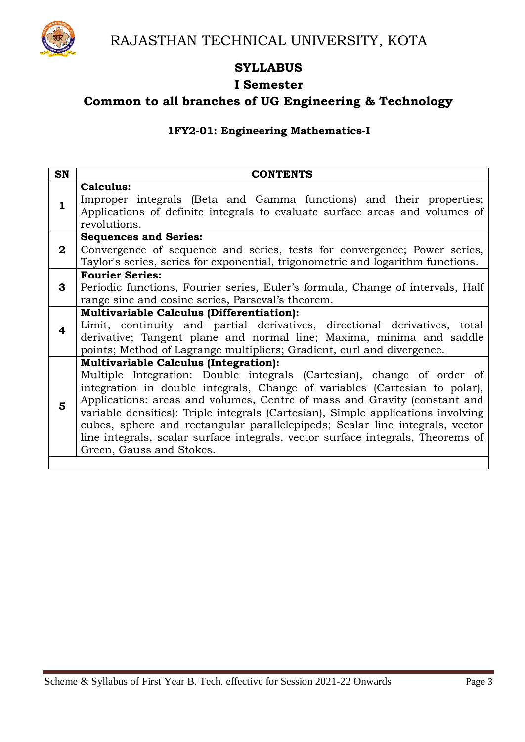# RAJASTHAN TECHNICAL UNIVERSITY, KOTA

## SYLLABUS

## I Semester

## Common to all branches of UG Engineering & Technology

### 1FY2-01: Engineering Mathematics-I

| SN | CONTENTS |
|---|---|
| 1 | **Calculus:** Improper integrals (Beta and Gamma functions) and their properties; Applications of definite integrals to evaluate surface areas and volumes of revolutions. |
| 2 | **Sequences and Series:** Convergence of sequence and series, tests for convergence; Power series, Taylor's series, series for exponential, trigonometric and logarithm functions. |
| 3 | **Fourier Series:** Periodic functions, Fourier series, Euler's formula, Change of intervals, Half range sine and cosine series, Parseval's theorem. |
| 4 | **Multivariable Calculus (Differentiation):** Limit, continuity and partial derivatives, directional derivatives, total derivative; Tangent plane and normal line; Maxima, minima and saddle points; Method of Lagrange multipliers; Gradient, curl and divergence. |
| 5 | **Multivariable Calculus (Integration):** Multiple Integration: Double integrals (Cartesian), change of order of integration in double integrals, Change of variables (Cartesian to polar), Applications: areas and volumes, Centre of mass and Gravity (constant and variable densities); Triple integrals (Cartesian), Simple applications involving cubes, sphere and rectangular parallelepipeds; Scalar line integrals, vector line integrals, scalar surface integrals, vector surface integrals, Theorems of Green, Gauss and Stokes. |
| | |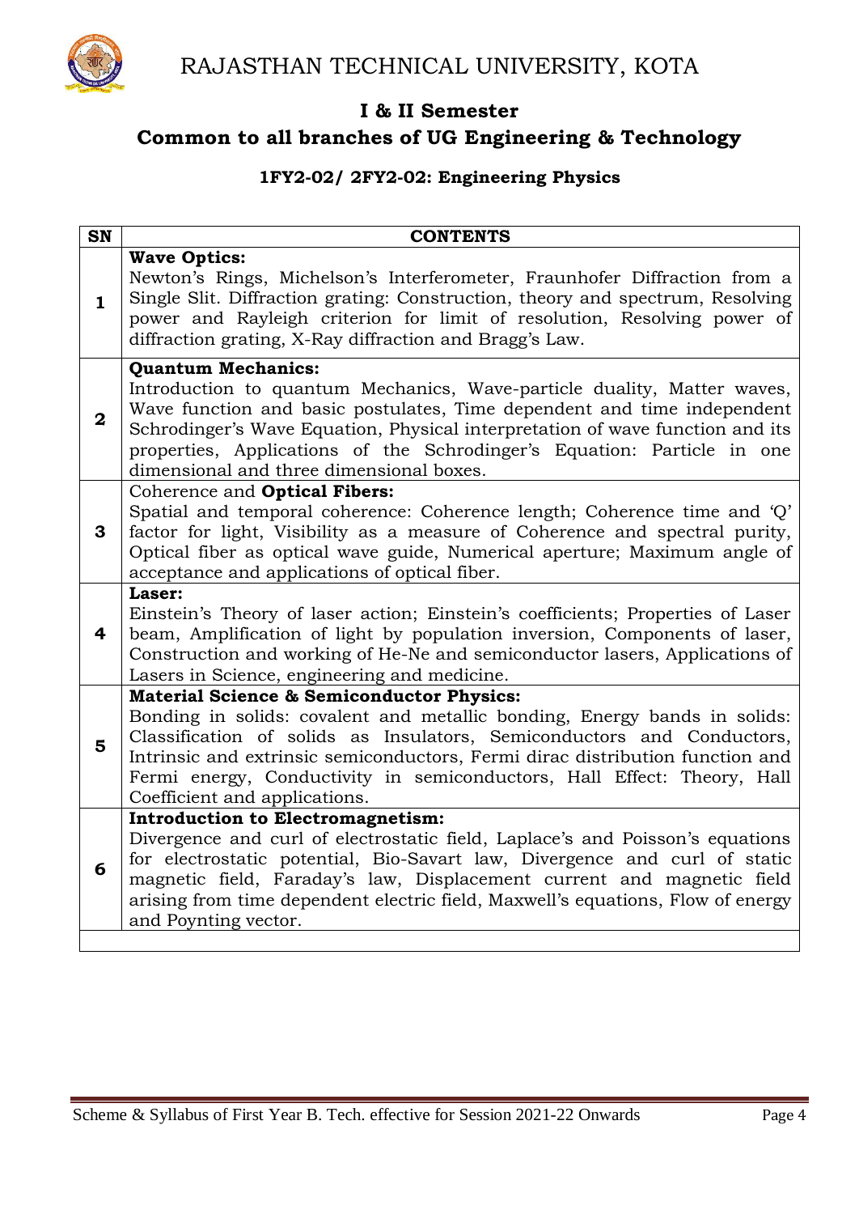# RAJASTHAN TECHNICAL UNIVERSITY, KOTA

## I & II Semester

## Common to all branches of UG Engineering & Technology

### 1FY2-02/ 2FY2-02: Engineering Physics

| SN | CONTENTS |
|---|---|
| 1 | **Wave Optics:** Newton's Rings, Michelson's Interferometer, Fraunhofer Diffraction from a Single Slit. Diffraction grating: Construction, theory and spectrum, Resolving power and Rayleigh criterion for limit of resolution, Resolving power of diffraction grating, X-Ray diffraction and Bragg's Law. |
| 2 | **Quantum Mechanics:** Introduction to quantum Mechanics, Wave-particle duality, Matter waves, Wave function and basic postulates, Time dependent and time independent Schrodinger's Wave Equation, Physical interpretation of wave function and its properties, Applications of the Schrodinger's Equation: Particle in one dimensional and three dimensional boxes. |
| 3 | Coherence and **Optical Fibers:** Spatial and temporal coherence: Coherence length; Coherence time and 'Q' factor for light, Visibility as a measure of Coherence and spectral purity, Optical fiber as optical wave guide, Numerical aperture; Maximum angle of acceptance and applications of optical fiber. |
| 4 | **Laser:** Einstein's Theory of laser action; Einstein's coefficients; Properties of Laser beam, Amplification of light by population inversion, Components of laser, Construction and working of He-Ne and semiconductor lasers, Applications of Lasers in Science, engineering and medicine. |
| 5 | **Material Science & Semiconductor Physics:** Bonding in solids: covalent and metallic bonding, Energy bands in solids: Classification of solids as Insulators, Semiconductors and Conductors, Intrinsic and extrinsic semiconductors, Fermi dirac distribution function and Fermi energy, Conductivity in semiconductors, Hall Effect: Theory, Hall Coefficient and applications. |
| 6 | **Introduction to Electromagnetism:** Divergence and curl of electrostatic field, Laplace's and Poisson's equations for electrostatic potential, Bio-Savart law, Divergence and curl of static magnetic field, Faraday's law, Displacement current and magnetic field arising from time dependent electric field, Maxwell's equations, Flow of energy and Poynting vector. |
| | |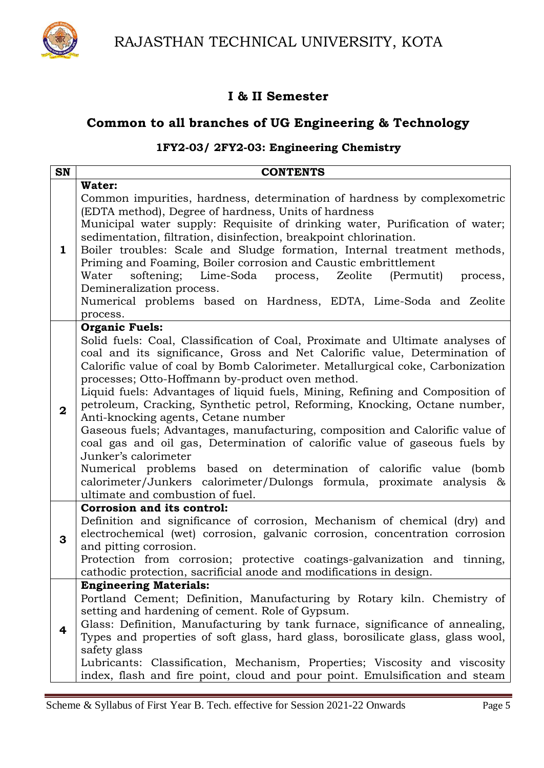## I & II Semester

## Common to all branches of UG Engineering & Technology

### 1FY2-03/ 2FY2-03: Engineering Chemistry

| SN | CONTENTS |
|---|---|
| 1 | **Water:**<br>Common impurities, hardness, determination of hardness by complexometric (EDTA method), Degree of hardness, Units of hardness<br>Municipal water supply: Requisite of drinking water, Purification of water; sedimentation, filtration, disinfection, breakpoint chlorination.<br>Boiler troubles: Scale and Sludge formation, Internal treatment methods, Priming and Foaming, Boiler corrosion and Caustic embrittlement<br>Water softening; Lime-Soda process, Zeolite (Permutit) process, Demineralization process.<br>Numerical problems based on Hardness, EDTA, Lime-Soda and Zeolite process. |
| 2 | **Organic Fuels:**<br>Solid fuels: Coal, Classification of Coal, Proximate and Ultimate analyses of coal and its significance, Gross and Net Calorific value, Determination of Calorific value of coal by Bomb Calorimeter. Metallurgical coke, Carbonization processes; Otto-Hoffmann by-product oven method.<br>Liquid fuels: Advantages of liquid fuels, Mining, Refining and Composition of petroleum, Cracking, Synthetic petrol, Reforming, Knocking, Octane number, Anti-knocking agents, Cetane number<br>Gaseous fuels; Advantages, manufacturing, composition and Calorific value of coal gas and oil gas, Determination of calorific value of gaseous fuels by Junker's calorimeter<br>Numerical problems based on determination of calorific value (bomb calorimeter/Junkers calorimeter/Dulongs formula, proximate analysis & ultimate and combustion of fuel. |
| 3 | **Corrosion and its control:**<br>Definition and significance of corrosion, Mechanism of chemical (dry) and electrochemical (wet) corrosion, galvanic corrosion, concentration corrosion and pitting corrosion.<br>Protection from corrosion; protective coatings-galvanization and tinning, cathodic protection, sacrificial anode and modifications in design. |
| 4 | **Engineering Materials:**<br>Portland Cement; Definition, Manufacturing by Rotary kiln. Chemistry of setting and hardening of cement. Role of Gypsum.<br>Glass: Definition, Manufacturing by tank furnace, significance of annealing, Types and properties of soft glass, hard glass, borosilicate glass, glass wool, safety glass<br>Lubricants: Classification, Mechanism, Properties; Viscosity and viscosity index, flash and fire point, cloud and pour point. Emulsification and steam |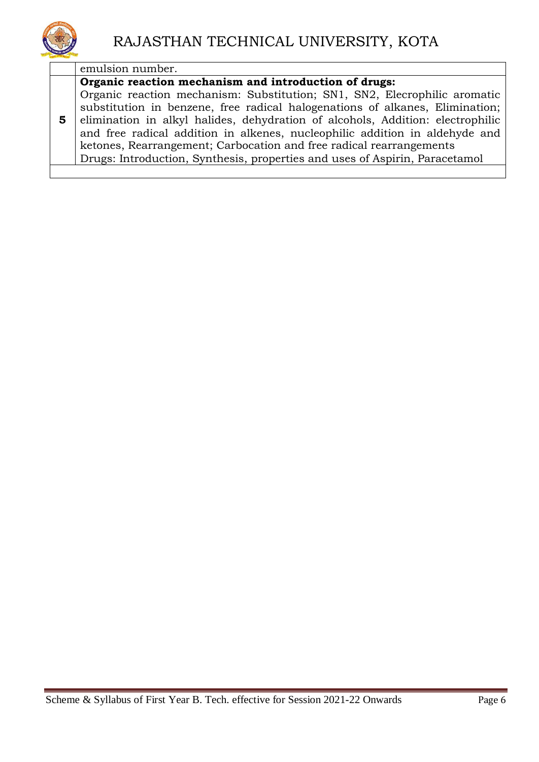|  |  |
|---|---|
|  | emulsion number. |
| **5** | **Organic reaction mechanism and introduction of drugs:** Organic reaction mechanism: Substitution; SN1, SN2, Elecrophilic aromatic substitution in benzene, free radical halogenations of alkanes, Elimination; elimination in alkyl halides, dehydration of alcohols, Addition: electrophilic and free radical addition in alkenes, nucleophilic addition in aldehyde and ketones, Rearrangement; Carbocation and free radical rearrangements Drugs: Introduction, Synthesis, properties and uses of Aspirin, Paracetamol |
|  |  |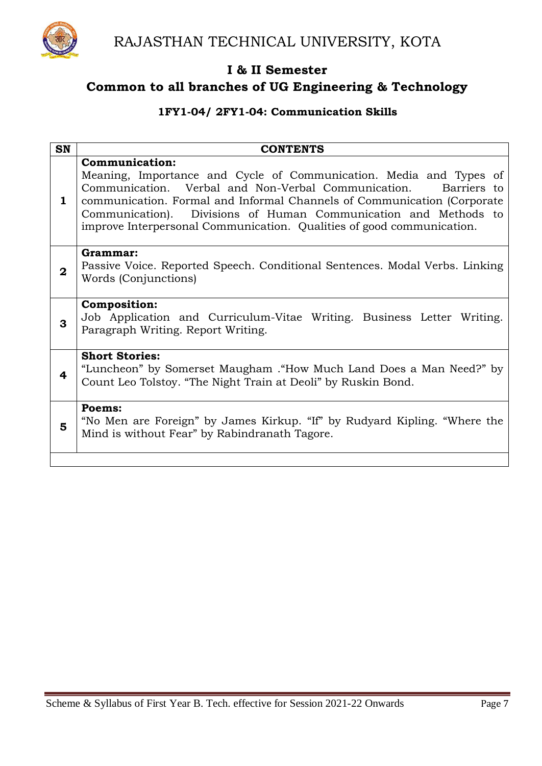# RAJASTHAN TECHNICAL UNIVERSITY, KOTA

## I & II Semester

## Common to all branches of UG Engineering & Technology

### 1FY1-04/ 2FY1-04: Communication Skills

| SN | CONTENTS |
|---|---|
| 1 | **Communication:** Meaning, Importance and Cycle of Communication. Media and Types of Communication. Verbal and Non-Verbal Communication. Barriers to communication. Formal and Informal Channels of Communication (Corporate Communication). Divisions of Human Communication and Methods to improve Interpersonal Communication. Qualities of good communication. |
| 2 | **Grammar:** Passive Voice. Reported Speech. Conditional Sentences. Modal Verbs. Linking Words (Conjunctions) |
| 3 | **Composition:** Job Application and Curriculum-Vitae Writing. Business Letter Writing. Paragraph Writing. Report Writing. |
| 4 | **Short Stories:** "Luncheon" by Somerset Maugham ."How Much Land Does a Man Need?" by Count Leo Tolstoy. "The Night Train at Deoli" by Ruskin Bond. |
| 5 | **Poems:** "No Men are Foreign" by James Kirkup. "If" by Rudyard Kipling. "Where the Mind is without Fear" by Rabindranath Tagore. |
| | |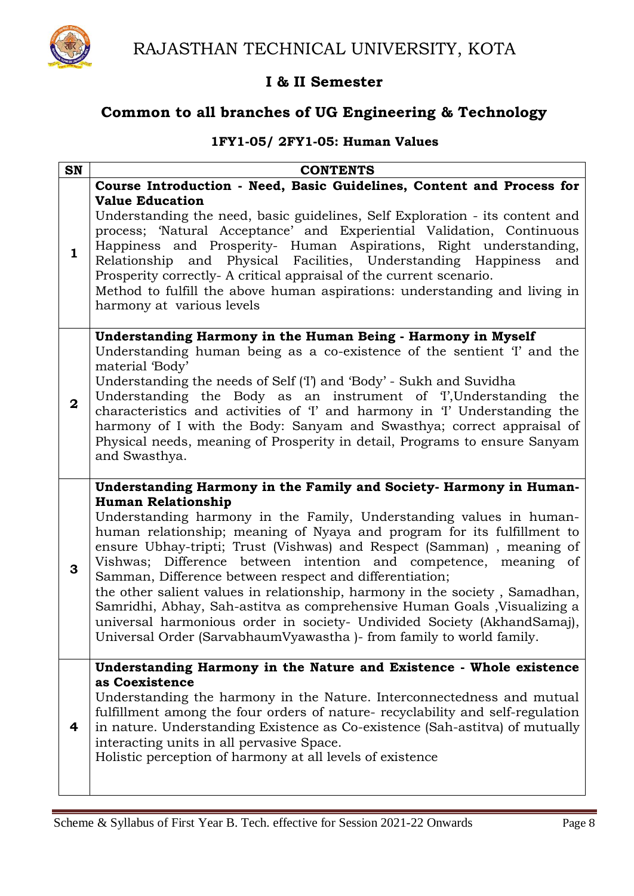## I & II Semester

## Common to all branches of UG Engineering & Technology

### 1FY1-05/ 2FY1-05: Human Values

| SN | CONTENTS |
|---|---|
| 1 | **Course Introduction - Need, Basic Guidelines, Content and Process for Value Education**<br>Understanding the need, basic guidelines, Self Exploration - its content and process; 'Natural Acceptance' and Experiential Validation, Continuous Happiness and Prosperity- Human Aspirations, Right understanding, Relationship and Physical Facilities, Understanding Happiness and Prosperity correctly- A critical appraisal of the current scenario.<br>Method to fulfill the above human aspirations: understanding and living in harmony at various levels |
| 2 | **Understanding Harmony in the Human Being - Harmony in Myself**<br>Understanding human being as a co-existence of the sentient 'I' and the material 'Body'<br>Understanding the needs of Self ('I') and 'Body' - Sukh and Suvidha<br>Understanding the Body as an instrument of 'I',Understanding the characteristics and activities of 'I' and harmony in 'I' Understanding the harmony of I with the Body: Sanyam and Swasthya; correct appraisal of Physical needs, meaning of Prosperity in detail, Programs to ensure Sanyam and Swasthya. |
| 3 | **Understanding Harmony in the Family and Society- Harmony in Human-Human Relationship**<br>Understanding harmony in the Family, Understanding values in human-human relationship; meaning of Nyaya and program for its fulfillment to ensure Ubhay-tripti; Trust (Vishwas) and Respect (Samman) , meaning of Vishwas; Difference between intention and competence, meaning of Samman, Difference between respect and differentiation;<br>the other salient values in relationship, harmony in the society , Samadhan, Samridhi, Abhay, Sah-astitva as comprehensive Human Goals ,Visualizing a universal harmonious order in society- Undivided Society (AkhandSamaj), Universal Order (SarvabhaumVyawastha )- from family to world family. |
| 4 | **Understanding Harmony in the Nature and Existence - Whole existence as Coexistence**<br>Understanding the harmony in the Nature. Interconnectedness and mutual fulfillment among the four orders of nature- recyclability and self-regulation in nature. Understanding Existence as Co-existence (Sah-astitva) of mutually interacting units in all pervasive Space.<br>Holistic perception of harmony at all levels of existence |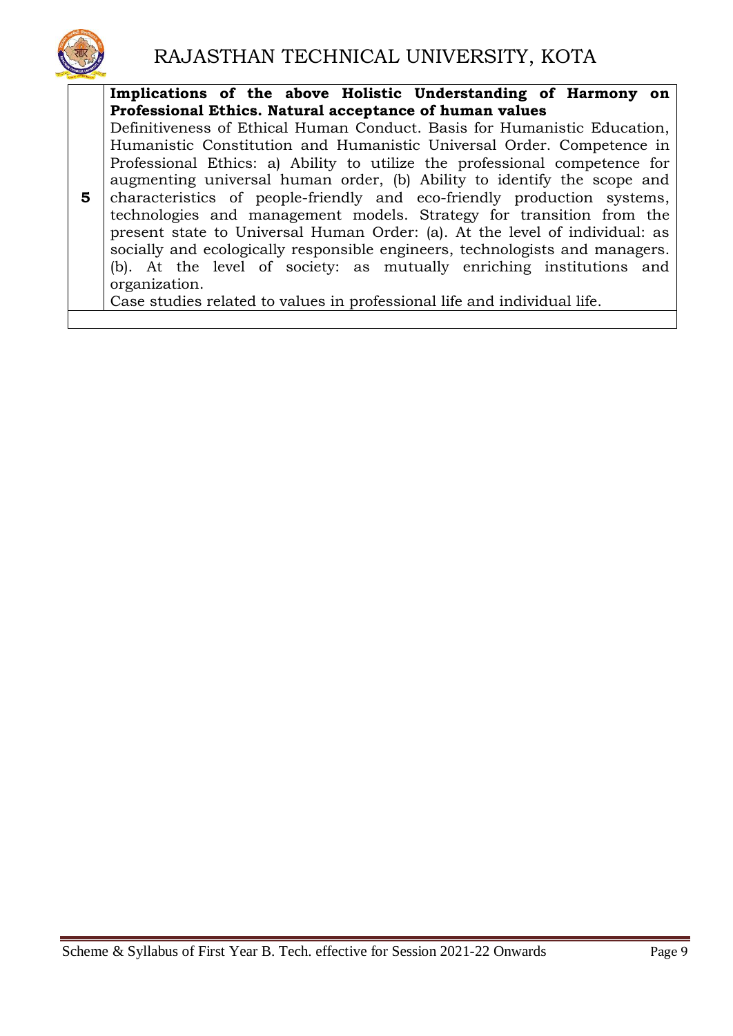| | |
|---|---|
| **5** | **Implications of the above Holistic Understanding of Harmony on Professional Ethics. Natural acceptance of human values**<br>Definitiveness of Ethical Human Conduct. Basis for Humanistic Education, Humanistic Constitution and Humanistic Universal Order. Competence in Professional Ethics: a) Ability to utilize the professional competence for augmenting universal human order, (b) Ability to identify the scope and characteristics of people-friendly and eco-friendly production systems, technologies and management models. Strategy for transition from the present state to Universal Human Order: (a). At the level of individual: as socially and ecologically responsible engineers, technologists and managers. (b). At the level of society: as mutually enriching institutions and organization.<br>Case studies related to values in professional life and individual life. |
| | |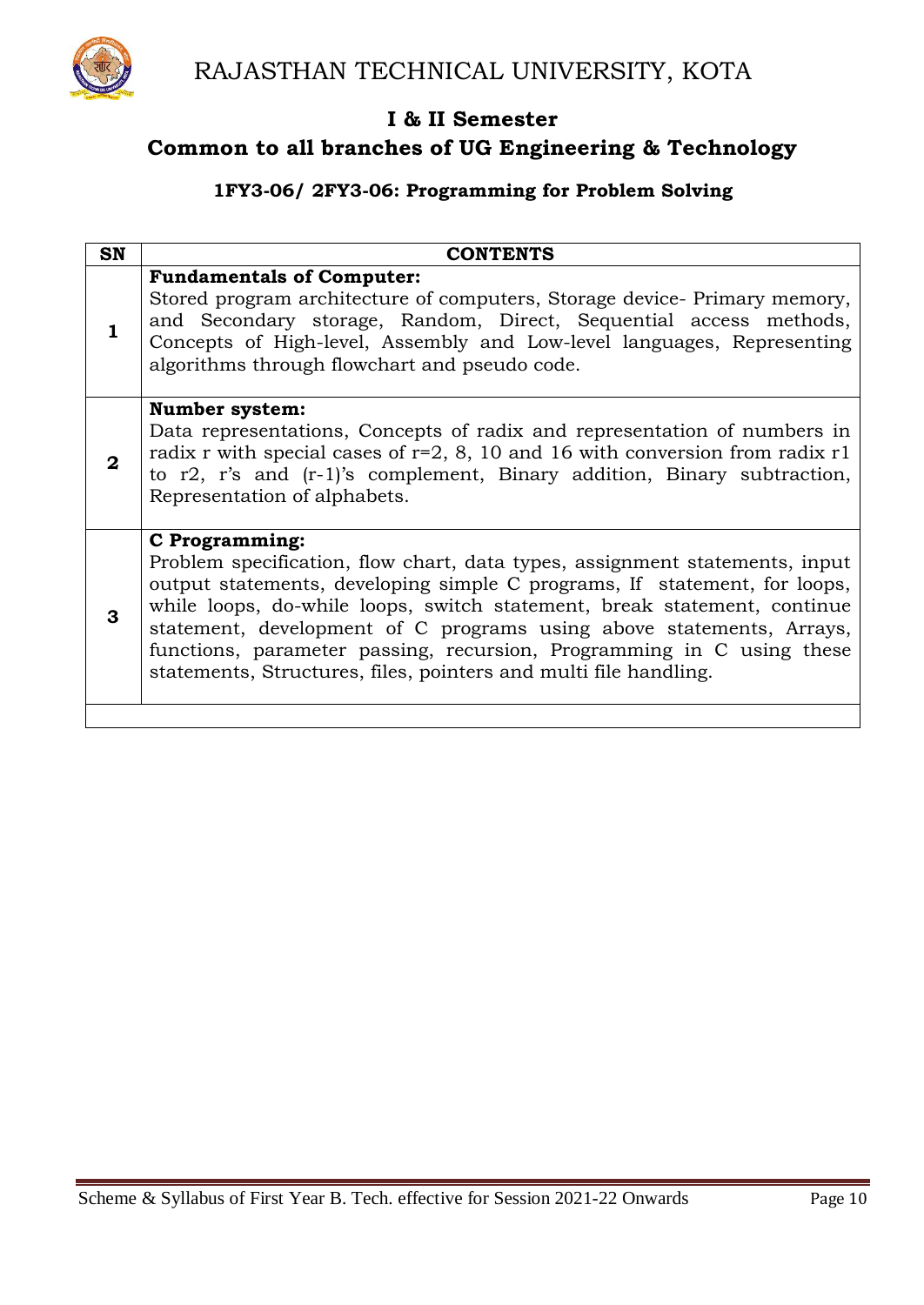# RAJASTHAN TECHNICAL UNIVERSITY, KOTA

## I & II Semester

## Common to all branches of UG Engineering & Technology

### 1FY3-06/ 2FY3-06: Programming for Problem Solving

| SN | CONTENTS |
|---|---|
| 1 | **Fundamentals of Computer:** Stored program architecture of computers, Storage device- Primary memory, and Secondary storage, Random, Direct, Sequential access methods, Concepts of High-level, Assembly and Low-level languages, Representing algorithms through flowchart and pseudo code. |
| 2 | **Number system:** Data representations, Concepts of radix and representation of numbers in radix r with special cases of r=2, 8, 10 and 16 with conversion from radix r1 to r2, r's and (r-1)'s complement, Binary addition, Binary subtraction, Representation of alphabets. |
| 3 | **C Programming:** Problem specification, flow chart, data types, assignment statements, input output statements, developing simple C programs, If statement, for loops, while loops, do-while loops, switch statement, break statement, continue statement, development of C programs using above statements, Arrays, functions, parameter passing, recursion, Programming in C using these statements, Structures, files, pointers and multi file handling. |
| | |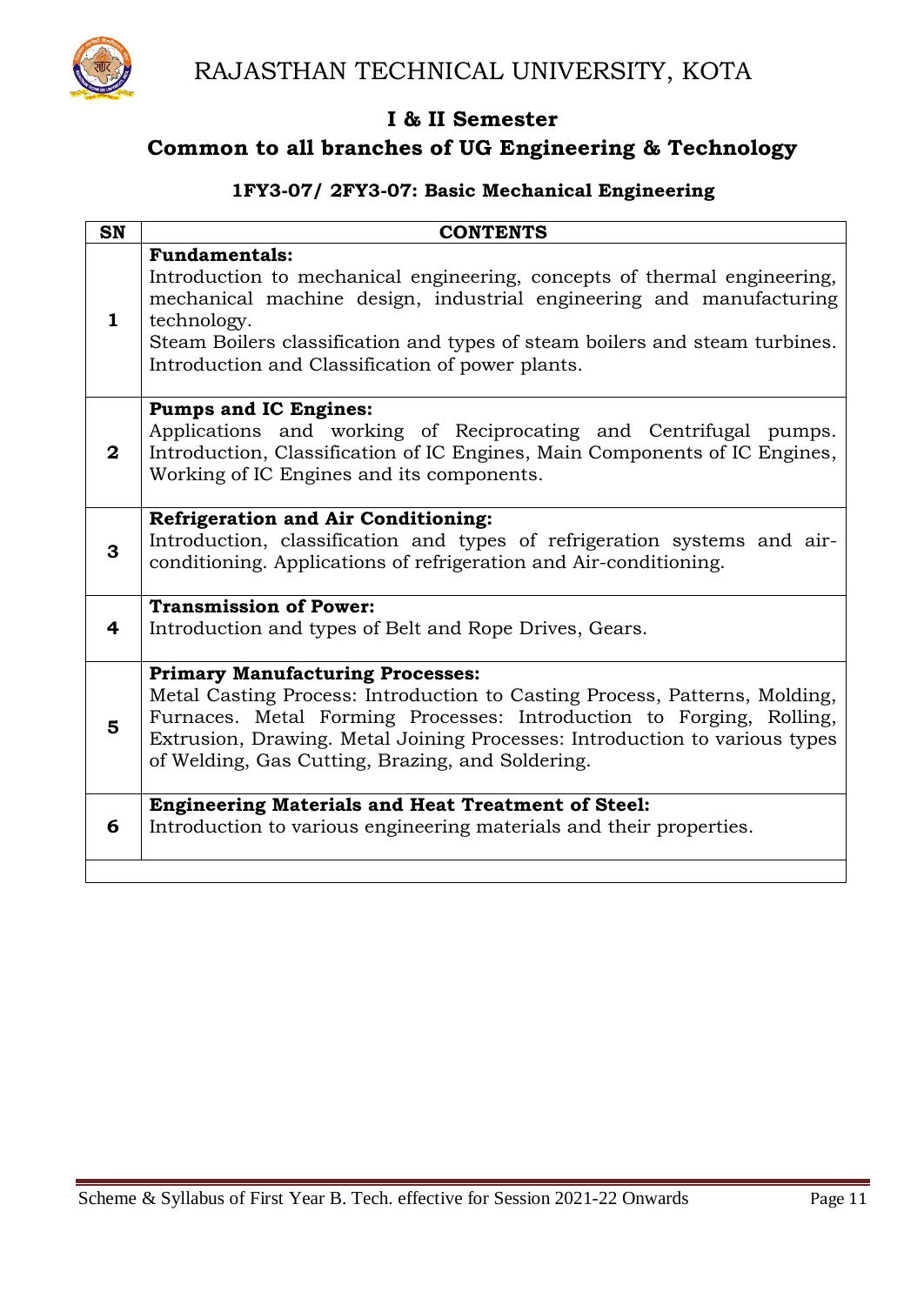# RAJASTHAN TECHNICAL UNIVERSITY, KOTA

## I & II Semester

## Common to all branches of UG Engineering & Technology

### 1FY3-07/ 2FY3-07: Basic Mechanical Engineering

| SN | CONTENTS |
|---|---|
| 1 | **Fundamentals:** Introduction to mechanical engineering, concepts of thermal engineering, mechanical machine design, industrial engineering and manufacturing technology. Steam Boilers classification and types of steam boilers and steam turbines. Introduction and Classification of power plants. |
| 2 | **Pumps and IC Engines:** Applications and working of Reciprocating and Centrifugal pumps. Introduction, Classification of IC Engines, Main Components of IC Engines, Working of IC Engines and its components. |
| 3 | **Refrigeration and Air Conditioning:** Introduction, classification and types of refrigeration systems and air-conditioning. Applications of refrigeration and Air-conditioning. |
| 4 | **Transmission of Power:** Introduction and types of Belt and Rope Drives, Gears. |
| 5 | **Primary Manufacturing Processes:** Metal Casting Process: Introduction to Casting Process, Patterns, Molding, Furnaces. Metal Forming Processes: Introduction to Forging, Rolling, Extrusion, Drawing. Metal Joining Processes: Introduction to various types of Welding, Gas Cutting, Brazing, and Soldering. |
| 6 | **Engineering Materials and Heat Treatment of Steel:** Introduction to various engineering materials and their properties. |
| | |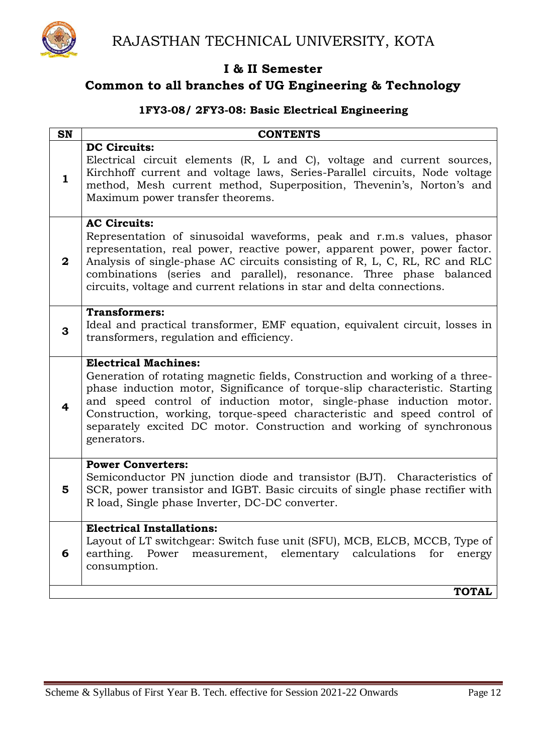# RAJASTHAN TECHNICAL UNIVERSITY, KOTA

## I & II Semester

## Common to all branches of UG Engineering & Technology

### 1FY3-08/ 2FY3-08: Basic Electrical Engineering

| SN | CONTENTS |
|---|---|
| 1 | **DC Circuits:** Electrical circuit elements (R, L and C), voltage and current sources, Kirchhoff current and voltage laws, Series-Parallel circuits, Node voltage method, Mesh current method, Superposition, Thevenin's, Norton's and Maximum power transfer theorems. |
| 2 | **AC Circuits:** Representation of sinusoidal waveforms, peak and r.m.s values, phasor representation, real power, reactive power, apparent power, power factor. Analysis of single-phase AC circuits consisting of R, L, C, RL, RC and RLC combinations (series and parallel), resonance. Three phase balanced circuits, voltage and current relations in star and delta connections. |
| 3 | **Transformers:** Ideal and practical transformer, EMF equation, equivalent circuit, losses in transformers, regulation and efficiency. |
| 4 | **Electrical Machines:** Generation of rotating magnetic fields, Construction and working of a three-phase induction motor, Significance of torque-slip characteristic. Starting and speed control of induction motor, single-phase induction motor. Construction, working, torque-speed characteristic and speed control of separately excited DC motor. Construction and working of synchronous generators. |
| 5 | **Power Converters:** Semiconductor PN junction diode and transistor (BJT). Characteristics of SCR, power transistor and IGBT. Basic circuits of single phase rectifier with R load, Single phase Inverter, DC-DC converter. |
| 6 | **Electrical Installations:** Layout of LT switchgear: Switch fuse unit (SFU), MCB, ELCB, MCCB, Type of earthing. Power measurement, elementary calculations for energy consumption. |
| | **TOTAL** |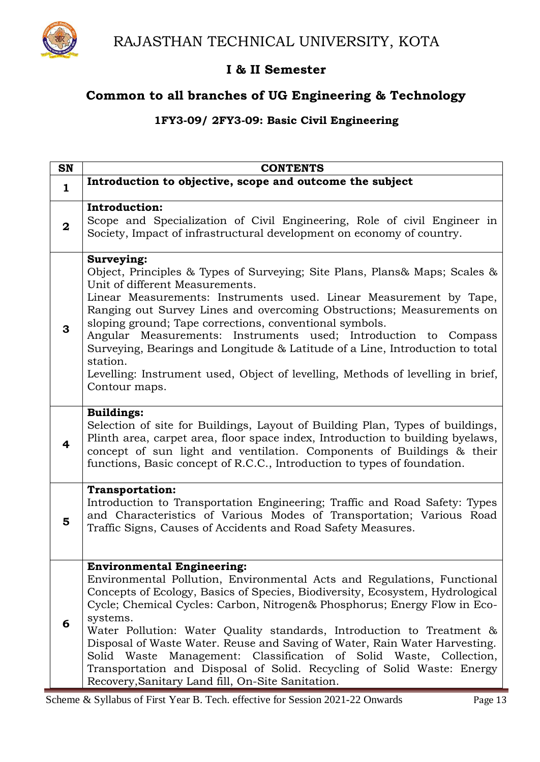# RAJASTHAN TECHNICAL UNIVERSITY, KOTA

## I & II Semester

## Common to all branches of UG Engineering & Technology

### 1FY3-09/ 2FY3-09: Basic Civil Engineering

| SN | CONTENTS |
|---|---|
| 1 | **Introduction to objective, scope and outcome the subject** |
| 2 | **Introduction:**<br>Scope and Specialization of Civil Engineering, Role of civil Engineer in Society, Impact of infrastructural development on economy of country. |
| 3 | **Surveying:**<br>Object, Principles & Types of Surveying; Site Plans, Plans& Maps; Scales & Unit of different Measurements.<br>Linear Measurements: Instruments used. Linear Measurement by Tape, Ranging out Survey Lines and overcoming Obstructions; Measurements on sloping ground; Tape corrections, conventional symbols.<br>Angular Measurements: Instruments used; Introduction to Compass Surveying, Bearings and Longitude & Latitude of a Line, Introduction to total station.<br>Levelling: Instrument used, Object of levelling, Methods of levelling in brief, Contour maps. |
| 4 | **Buildings:**<br>Selection of site for Buildings, Layout of Building Plan, Types of buildings, Plinth area, carpet area, floor space index, Introduction to building byelaws, concept of sun light and ventilation. Components of Buildings & their functions, Basic concept of R.C.C., Introduction to types of foundation. |
| 5 | **Transportation:**<br>Introduction to Transportation Engineering; Traffic and Road Safety: Types and Characteristics of Various Modes of Transportation; Various Road Traffic Signs, Causes of Accidents and Road Safety Measures. |
| 6 | **Environmental Engineering:**<br>Environmental Pollution, Environmental Acts and Regulations, Functional Concepts of Ecology, Basics of Species, Biodiversity, Ecosystem, Hydrological Cycle; Chemical Cycles: Carbon, Nitrogen& Phosphorus; Energy Flow in Eco-systems.<br>Water Pollution: Water Quality standards, Introduction to Treatment & Disposal of Waste Water. Reuse and Saving of Water, Rain Water Harvesting. Solid Waste Management: Classification of Solid Waste, Collection, Transportation and Disposal of Solid. Recycling of Solid Waste: Energy Recovery,Sanitary Land fill, On-Site Sanitation. |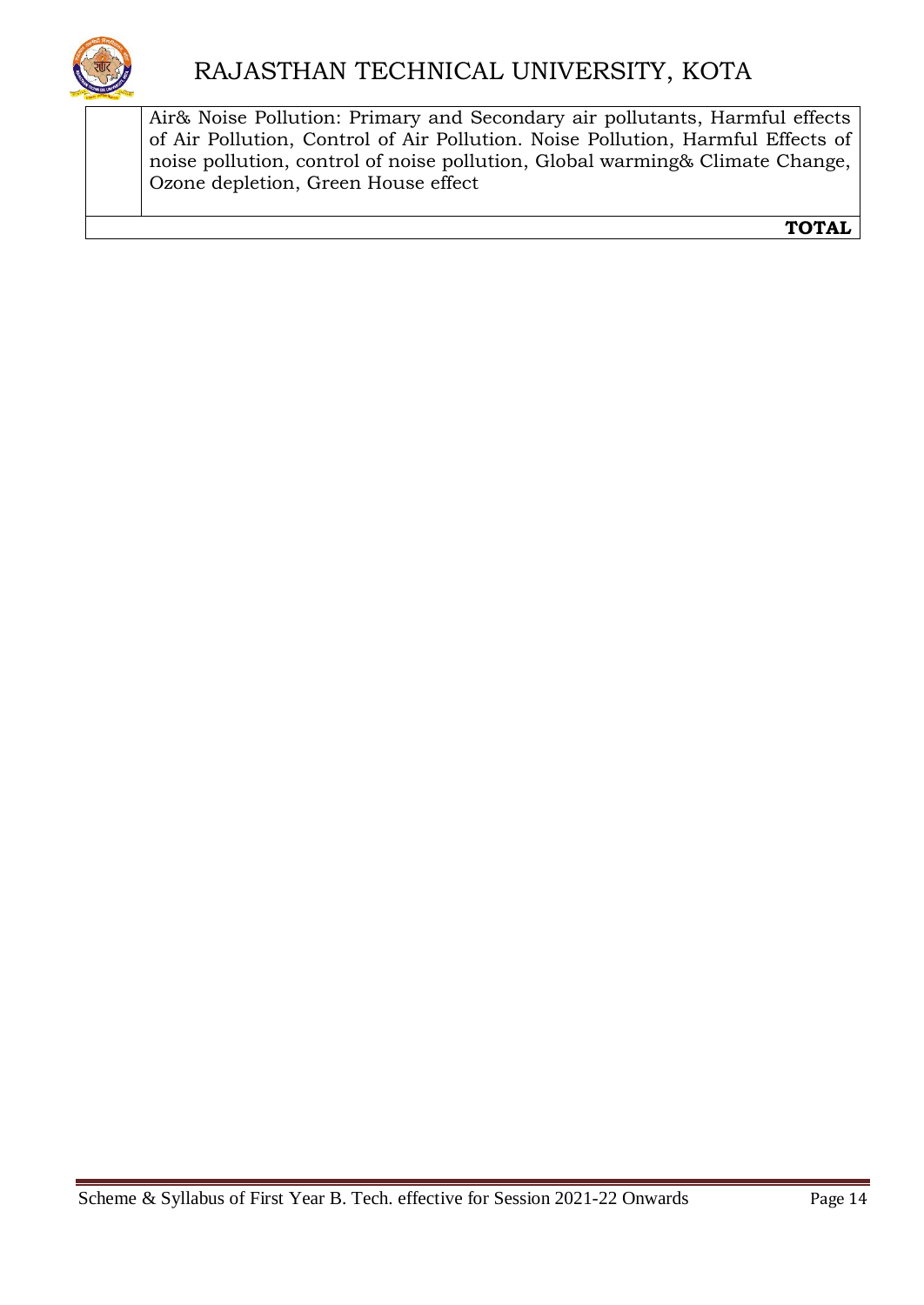|  |  |
|---|---|
|  | Air& Noise Pollution: Primary and Secondary air pollutants, Harmful effects of Air Pollution, Control of Air Pollution. Noise Pollution, Harmful Effects of noise pollution, control of noise pollution, Global warming& Climate Change, Ozone depletion, Green House effect |
|  | **TOTAL** |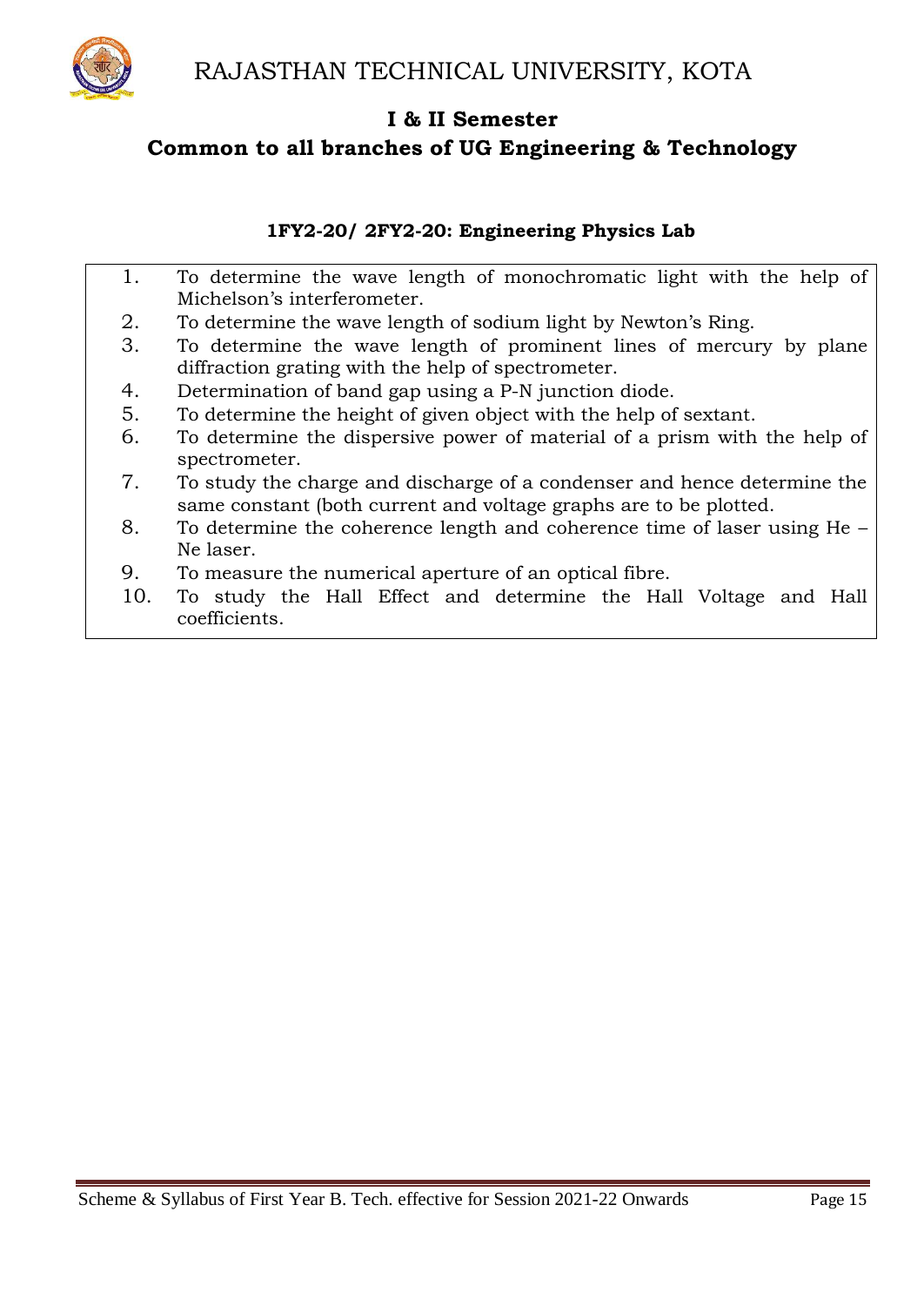## I & II Semester

## Common to all branches of UG Engineering & Technology

### 1FY2-20/ 2FY2-20: Engineering Physics Lab

1. To determine the wave length of monochromatic light with the help of Michelson's interferometer.
2. To determine the wave length of sodium light by Newton's Ring.
3. To determine the wave length of prominent lines of mercury by plane diffraction grating with the help of spectrometer.
4. Determination of band gap using a P-N junction diode.
5. To determine the height of given object with the help of sextant.
6. To determine the dispersive power of material of a prism with the help of spectrometer.
7. To study the charge and discharge of a condenser and hence determine the same constant (both current and voltage graphs are to be plotted.
8. To determine the coherence length and coherence time of laser using He – Ne laser.
9. To measure the numerical aperture of an optical fibre.
10. To study the Hall Effect and determine the Hall Voltage and Hall coefficients.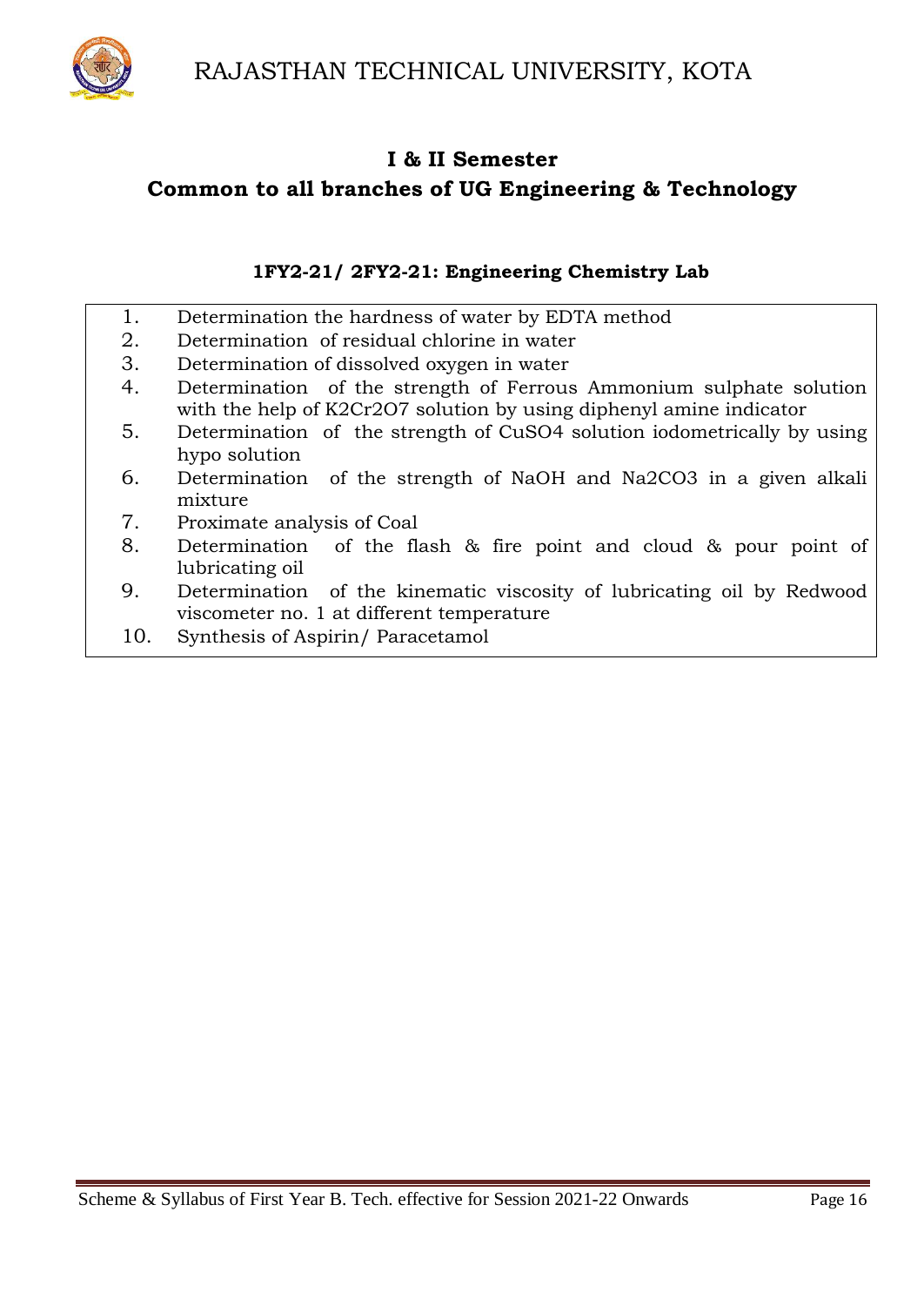## I & II Semester
## Common to all branches of UG Engineering & Technology

### 1FY2-21/ 2FY2-21: Engineering Chemistry Lab

1. Determination the hardness of water by EDTA method
2. Determination of residual chlorine in water
3. Determination of dissolved oxygen in water
4. Determination of the strength of Ferrous Ammonium sulphate solution with the help of $K_2Cr_2O_7$ solution by using diphenyl amine indicator
5. Determination of the strength of $CuSO_4$ solution iodometrically by using hypo solution
6. Determination of the strength of NaOH and $Na_2CO_3$ in a given alkali mixture
7. Proximate analysis of Coal
8. Determination of the flash & fire point and cloud & pour point of lubricating oil
9. Determination of the kinematic viscosity of lubricating oil by Redwood viscometer no. 1 at different temperature
10. Synthesis of Aspirin/ Paracetamol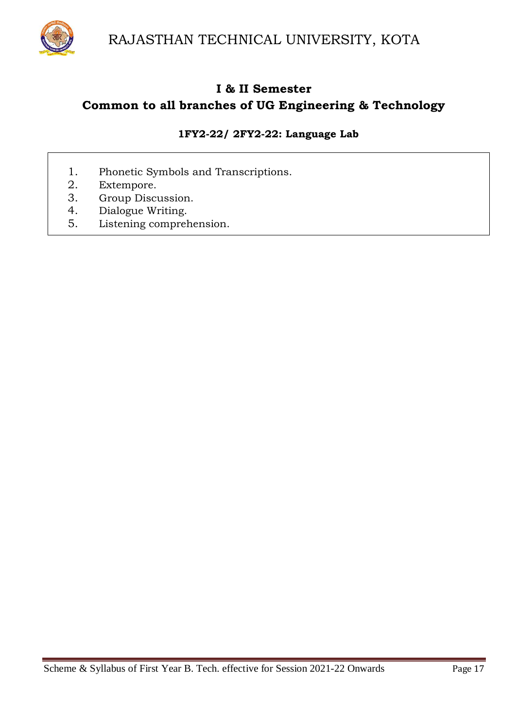## I & II Semester
## Common to all branches of UG Engineering & Technology

### 1FY2-22/ 2FY2-22: Language Lab

1. Phonetic Symbols and Transcriptions.
2. Extempore.
3. Group Discussion.
4. Dialogue Writing.
5. Listening comprehension.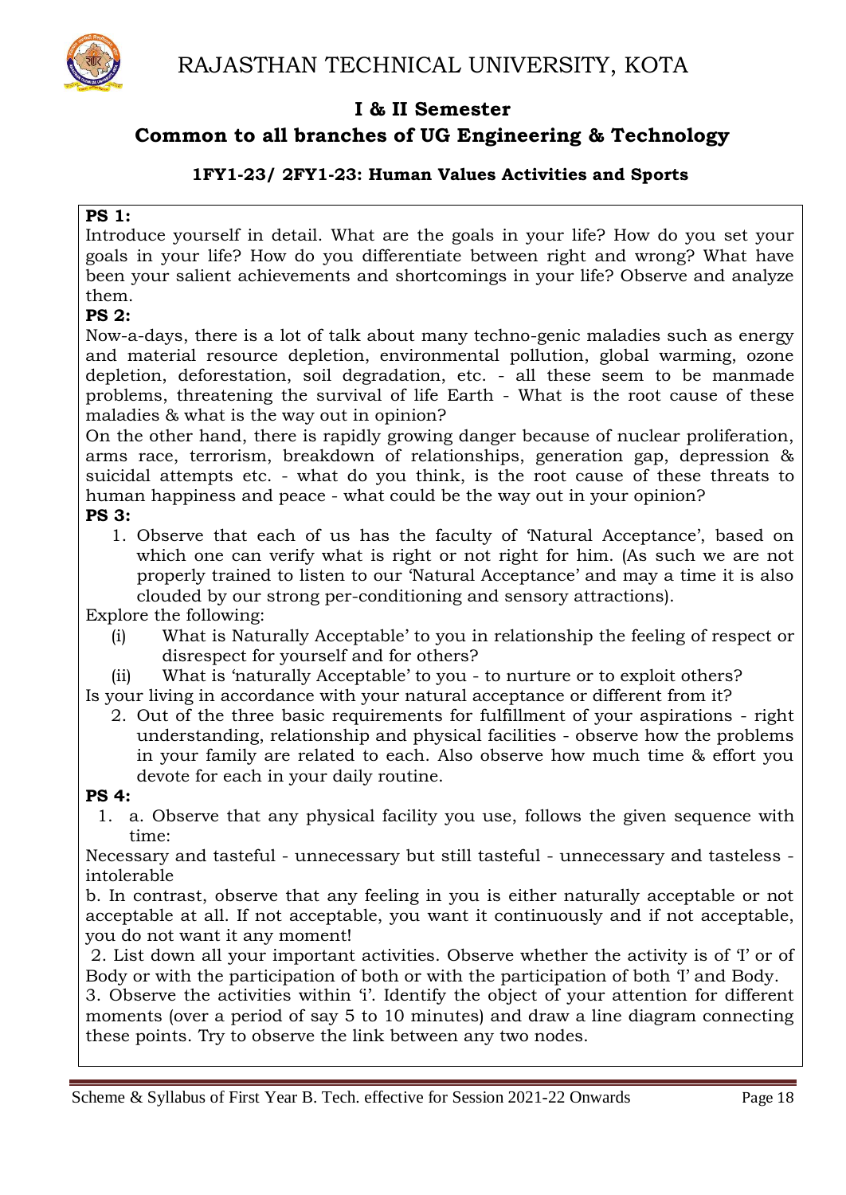# RAJASTHAN TECHNICAL UNIVERSITY, KOTA

## I & II Semester

## Common to all branches of UG Engineering & Technology

### 1FY1-23/ 2FY1-23: Human Values Activities and Sports

**PS 1:**

Introduce yourself in detail. What are the goals in your life? How do you set your goals in your life? How do you differentiate between right and wrong? What have been your salient achievements and shortcomings in your life? Observe and analyze them.

**PS 2:**

Now-a-days, there is a lot of talk about many techno-genic maladies such as energy and material resource depletion, environmental pollution, global warming, ozone depletion, deforestation, soil degradation, etc. - all these seem to be manmade problems, threatening the survival of life Earth - What is the root cause of these maladies & what is the way out in opinion?

On the other hand, there is rapidly growing danger because of nuclear proliferation, arms race, terrorism, breakdown of relationships, generation gap, depression & suicidal attempts etc. - what do you think, is the root cause of these threats to human happiness and peace - what could be the way out in your opinion?

**PS 3:**

1. Observe that each of us has the faculty of 'Natural Acceptance', based on which one can verify what is right or not right for him. (As such we are not properly trained to listen to our 'Natural Acceptance' and may a time it is also clouded by our strong per-conditioning and sensory attractions).

Explore the following:

(i) What is Naturally Acceptable' to you in relationship the feeling of respect or disrespect for yourself and for others?

(ii) What is 'naturally Acceptable' to you - to nurture or to exploit others?

Is your living in accordance with your natural acceptance or different from it?

2. Out of the three basic requirements for fulfillment of your aspirations - right understanding, relationship and physical facilities - observe how the problems in your family are related to each. Also observe how much time & effort you devote for each in your daily routine.

**PS 4:**

1. a. Observe that any physical facility you use, follows the given sequence with time:

Necessary and tasteful - unnecessary but still tasteful - unnecessary and tasteless - intolerable

b. In contrast, observe that any feeling in you is either naturally acceptable or not acceptable at all. If not acceptable, you want it continuously and if not acceptable, you do not want it any moment!

2. List down all your important activities. Observe whether the activity is of 'I' or of Body or with the participation of both or with the participation of both 'I' and Body.

3. Observe the activities within 'i'. Identify the object of your attention for different moments (over a period of say 5 to 10 minutes) and draw a line diagram connecting these points. Try to observe the link between any two nodes.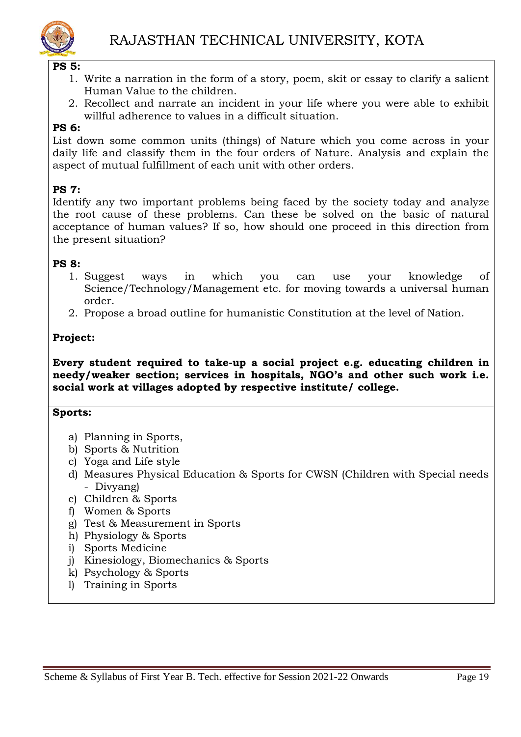**PS 5:**

1. Write a narration in the form of a story, poem, skit or essay to clarify a salient Human Value to the children.
2. Recollect and narrate an incident in your life where you were able to exhibit willful adherence to values in a difficult situation.

**PS 6:**

List down some common units (things) of Nature which you come across in your daily life and classify them in the four orders of Nature. Analysis and explain the aspect of mutual fulfillment of each unit with other orders.

**PS 7:**

Identify any two important problems being faced by the society today and analyze the root cause of these problems. Can these be solved on the basic of natural acceptance of human values? If so, how should one proceed in this direction from the present situation?

**PS 8:**

1. Suggest ways in which you can use your knowledge of Science/Technology/Management etc. for moving towards a universal human order.
2. Propose a broad outline for humanistic Constitution at the level of Nation.

**Project:**

**Every student required to take-up a social project e.g. educating children in needy/weaker section; services in hospitals, NGO's and other such work i.e. social work at villages adopted by respective institute/ college.**

**Sports:**

a) Planning in Sports,
b) Sports & Nutrition
c) Yoga and Life style
d) Measures Physical Education & Sports for CWSN (Children with Special needs - Divyang)
e) Children & Sports
f) Women & Sports
g) Test & Measurement in Sports
h) Physiology & Sports
i) Sports Medicine
j) Kinesiology, Biomechanics & Sports
k) Psychology & Sports
l) Training in Sports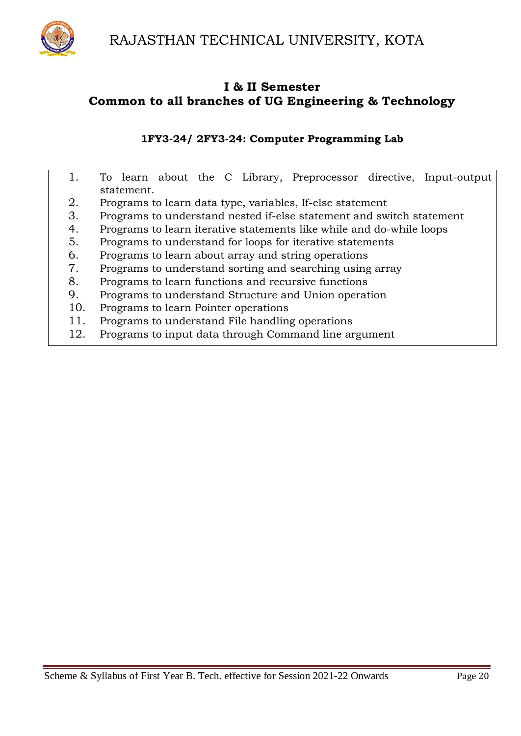## I & II Semester
## Common to all branches of UG Engineering & Technology

### 1FY3-24/ 2FY3-24: Computer Programming Lab

1. To learn about the C Library, Preprocessor directive, Input-output statement.
2. Programs to learn data type, variables, If-else statement
3. Programs to understand nested if-else statement and switch statement
4. Programs to learn iterative statements like while and do-while loops
5. Programs to understand for loops for iterative statements
6. Programs to learn about array and string operations
7. Programs to understand sorting and searching using array
8. Programs to learn functions and recursive functions
9. Programs to understand Structure and Union operation
10. Programs to learn Pointer operations
11. Programs to understand File handling operations
12. Programs to input data through Command line argument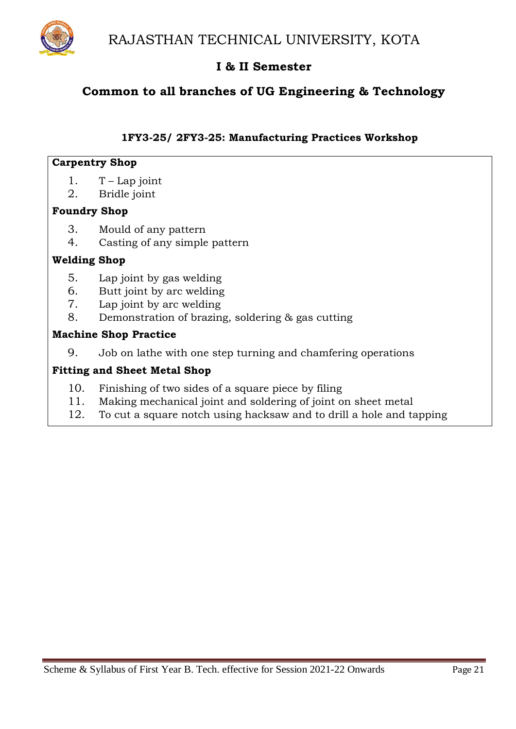# RAJASTHAN TECHNICAL UNIVERSITY, KOTA

## I & II Semester

## Common to all branches of UG Engineering & Technology

### 1FY3-25/ 2FY3-25: Manufacturing Practices Workshop

**Carpentry Shop**

1. T – Lap joint
2. Bridle joint

**Foundry Shop**

3. Mould of any pattern
4. Casting of any simple pattern

**Welding Shop**

5. Lap joint by gas welding
6. Butt joint by arc welding
7. Lap joint by arc welding
8. Demonstration of brazing, soldering & gas cutting

**Machine Shop Practice**

9. Job on lathe with one step turning and chamfering operations

**Fitting and Sheet Metal Shop**

10. Finishing of two sides of a square piece by filing
11. Making mechanical joint and soldering of joint on sheet metal
12. To cut a square notch using hacksaw and to drill a hole and tapping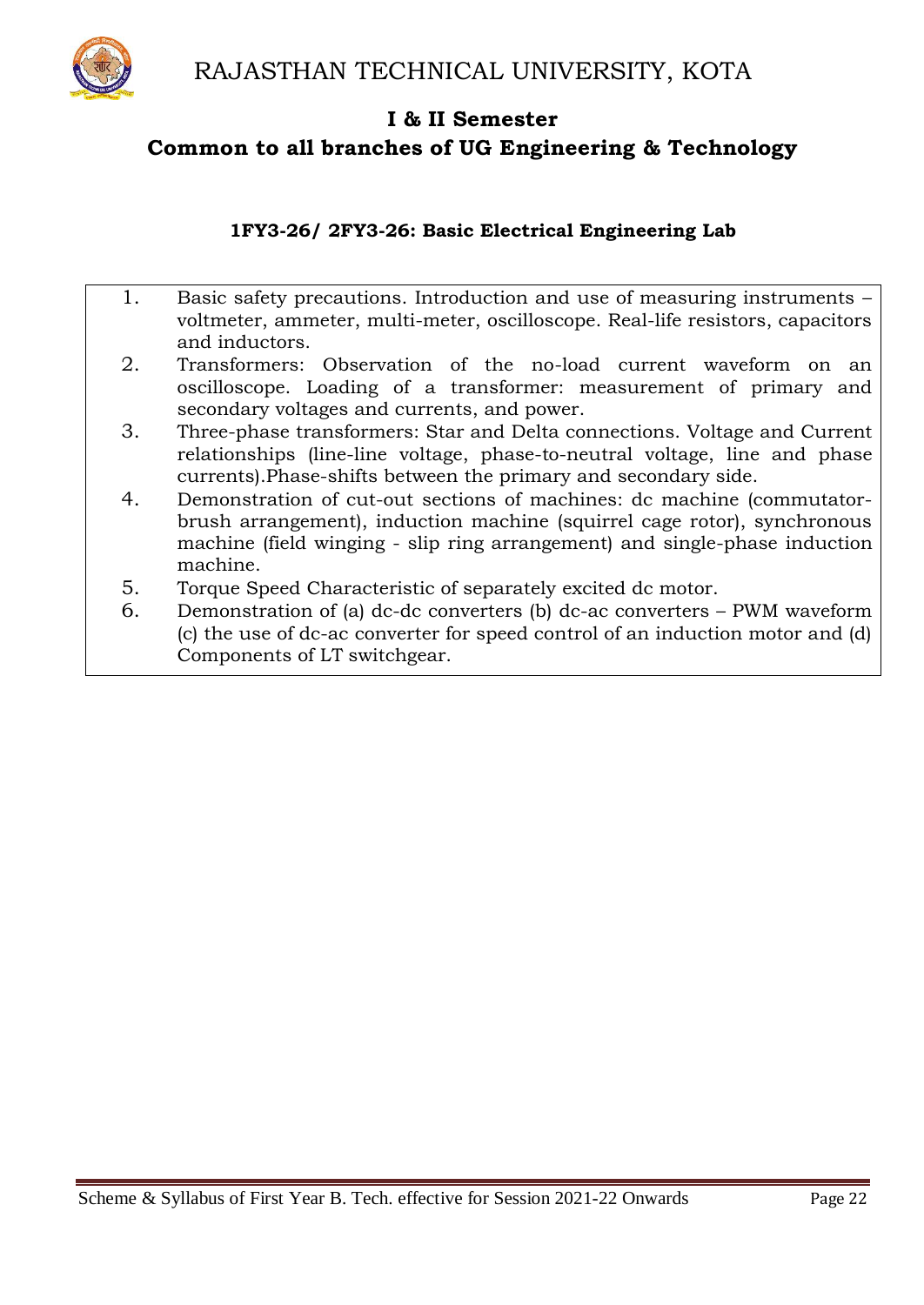## I & II Semester

## Common to all branches of UG Engineering & Technology

### 1FY3-26/ 2FY3-26: Basic Electrical Engineering Lab

1. Basic safety precautions. Introduction and use of measuring instruments – voltmeter, ammeter, multi-meter, oscilloscope. Real-life resistors, capacitors and inductors.
2. Transformers: Observation of the no-load current waveform on an oscilloscope. Loading of a transformer: measurement of primary and secondary voltages and currents, and power.
3. Three-phase transformers: Star and Delta connections. Voltage and Current relationships (line-line voltage, phase-to-neutral voltage, line and phase currents).Phase-shifts between the primary and secondary side.
4. Demonstration of cut-out sections of machines: dc machine (commutator-brush arrangement), induction machine (squirrel cage rotor), synchronous machine (field winging - slip ring arrangement) and single-phase induction machine.
5. Torque Speed Characteristic of separately excited dc motor.
6. Demonstration of (a) dc-dc converters (b) dc-ac converters – PWM waveform (c) the use of dc-ac converter for speed control of an induction motor and (d) Components of LT switchgear.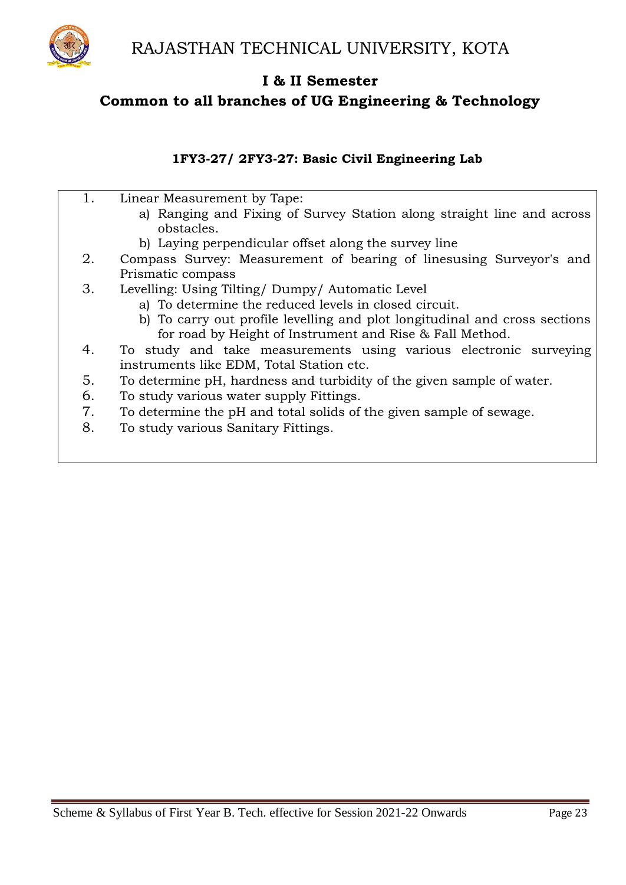# RAJASTHAN TECHNICAL UNIVERSITY, KOTA

## I & II Semester

## Common to all branches of UG Engineering & Technology

### 1FY3-27/ 2FY3-27: Basic Civil Engineering Lab

1. Linear Measurement by Tape:
   a) Ranging and Fixing of Survey Station along straight line and across obstacles.
   b) Laying perpendicular offset along the survey line
2. Compass Survey: Measurement of bearing of linesusing Surveyor's and Prismatic compass
3. Levelling: Using Tilting/ Dumpy/ Automatic Level
   a) To determine the reduced levels in closed circuit.
   b) To carry out profile levelling and plot longitudinal and cross sections for road by Height of Instrument and Rise & Fall Method.
4. To study and take measurements using various electronic surveying instruments like EDM, Total Station etc.
5. To determine pH, hardness and turbidity of the given sample of water.
6. To study various water supply Fittings.
7. To determine the pH and total solids of the given sample of sewage.
8. To study various Sanitary Fittings.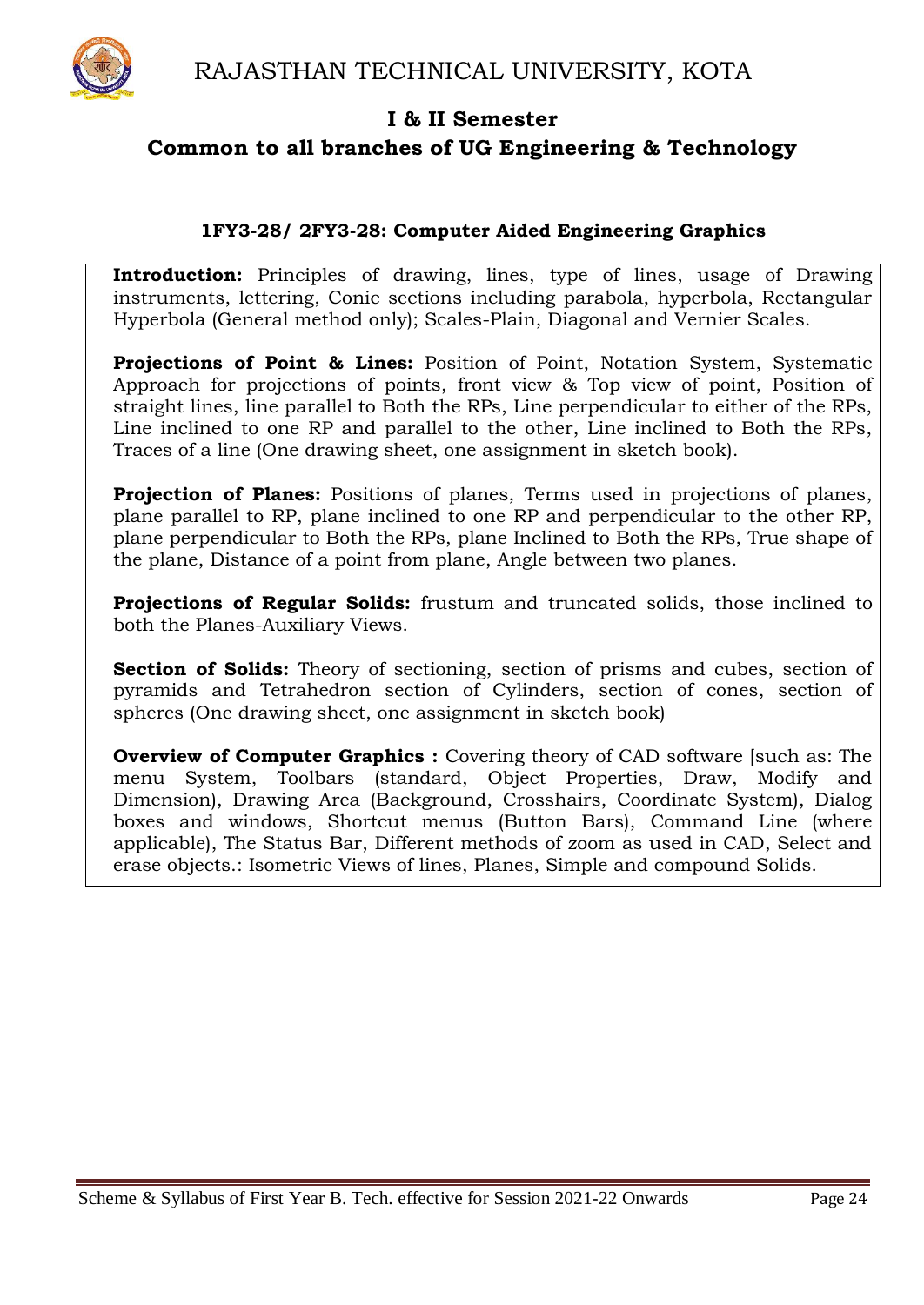# RAJASTHAN TECHNICAL UNIVERSITY, KOTA

## I & II Semester
## Common to all branches of UG Engineering & Technology

### 1FY3-28/ 2FY3-28: Computer Aided Engineering Graphics

**Introduction:** Principles of drawing, lines, type of lines, usage of Drawing instruments, lettering, Conic sections including parabola, hyperbola, Rectangular Hyperbola (General method only); Scales-Plain, Diagonal and Vernier Scales.

**Projections of Point & Lines:** Position of Point, Notation System, Systematic Approach for projections of points, front view & Top view of point, Position of straight lines, line parallel to Both the RPs, Line perpendicular to either of the RPs, Line inclined to one RP and parallel to the other, Line inclined to Both the RPs, Traces of a line (One drawing sheet, one assignment in sketch book).

**Projection of Planes:** Positions of planes, Terms used in projections of planes, plane parallel to RP, plane inclined to one RP and perpendicular to the other RP, plane perpendicular to Both the RPs, plane Inclined to Both the RPs, True shape of the plane, Distance of a point from plane, Angle between two planes.

**Projections of Regular Solids:** frustum and truncated solids, those inclined to both the Planes-Auxiliary Views.

**Section of Solids:** Theory of sectioning, section of prisms and cubes, section of pyramids and Tetrahedron section of Cylinders, section of cones, section of spheres (One drawing sheet, one assignment in sketch book)

**Overview of Computer Graphics :** Covering theory of CAD software [such as: The menu System, Toolbars (standard, Object Properties, Draw, Modify and Dimension), Drawing Area (Background, Crosshairs, Coordinate System), Dialog boxes and windows, Shortcut menus (Button Bars), Command Line (where applicable), The Status Bar, Different methods of zoom as used in CAD, Select and erase objects.: Isometric Views of lines, Planes, Simple and compound Solids.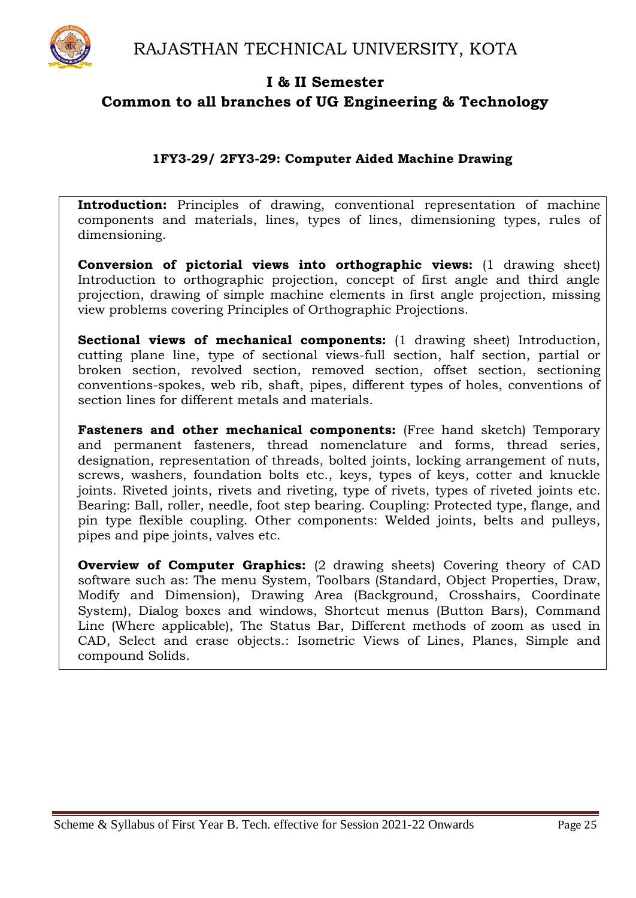# RAJASTHAN TECHNICAL UNIVERSITY, KOTA

## I & II Semester
## Common to all branches of UG Engineering & Technology

### 1FY3-29/ 2FY3-29: Computer Aided Machine Drawing

**Introduction:** Principles of drawing, conventional representation of machine components and materials, lines, types of lines, dimensioning types, rules of dimensioning.

**Conversion of pictorial views into orthographic views:** (1 drawing sheet) Introduction to orthographic projection, concept of first angle and third angle projection, drawing of simple machine elements in first angle projection, missing view problems covering Principles of Orthographic Projections.

**Sectional views of mechanical components:** (1 drawing sheet) Introduction, cutting plane line, type of sectional views-full section, half section, partial or broken section, revolved section, removed section, offset section, sectioning conventions-spokes, web rib, shaft, pipes, different types of holes, conventions of section lines for different metals and materials.

**Fasteners and other mechanical components:** (Free hand sketch) Temporary and permanent fasteners, thread nomenclature and forms, thread series, designation, representation of threads, bolted joints, locking arrangement of nuts, screws, washers, foundation bolts etc., keys, types of keys, cotter and knuckle joints. Riveted joints, rivets and riveting, type of rivets, types of riveted joints etc. Bearing: Ball, roller, needle, foot step bearing. Coupling: Protected type, flange, and pin type flexible coupling. Other components: Welded joints, belts and pulleys, pipes and pipe joints, valves etc.

**Overview of Computer Graphics:** (2 drawing sheets) Covering theory of CAD software such as: The menu System, Toolbars (Standard, Object Properties, Draw, Modify and Dimension), Drawing Area (Background, Crosshairs, Coordinate System), Dialog boxes and windows, Shortcut menus (Button Bars), Command Line (Where applicable), The Status Bar, Different methods of zoom as used in CAD, Select and erase objects.: Isometric Views of Lines, Planes, Simple and compound Solids.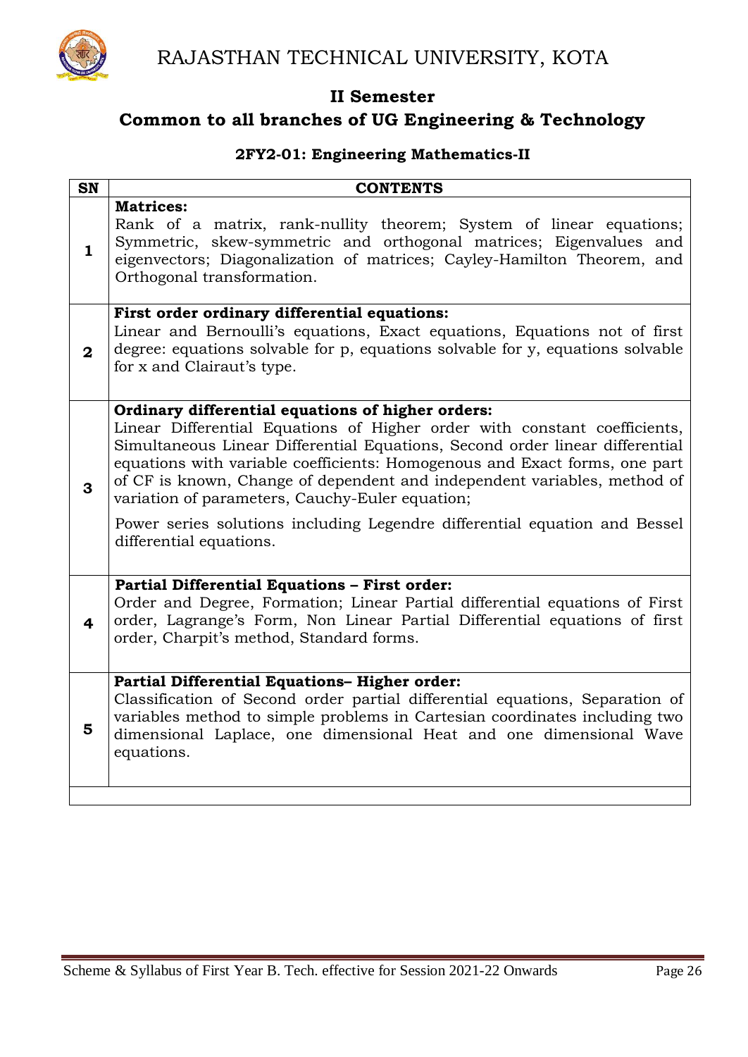# RAJASTHAN TECHNICAL UNIVERSITY, KOTA

## II Semester

## Common to all branches of UG Engineering & Technology

### 2FY2-01: Engineering Mathematics-II

| SN | CONTENTS |
| --- | --- |
| 1 | **Matrices:** Rank of a matrix, rank-nullity theorem; System of linear equations; Symmetric, skew-symmetric and orthogonal matrices; Eigenvalues and eigenvectors; Diagonalization of matrices; Cayley-Hamilton Theorem, and Orthogonal transformation. |
| 2 | **First order ordinary differential equations:** Linear and Bernoulli's equations, Exact equations, Equations not of first degree: equations solvable for p, equations solvable for y, equations solvable for x and Clairaut's type. |
| 3 | **Ordinary differential equations of higher orders:** Linear Differential Equations of Higher order with constant coefficients, Simultaneous Linear Differential Equations, Second order linear differential equations with variable coefficients: Homogenous and Exact forms, one part of CF is known, Change of dependent and independent variables, method of variation of parameters, Cauchy-Euler equation; Power series solutions including Legendre differential equation and Bessel differential equations. |
| 4 | **Partial Differential Equations – First order:** Order and Degree, Formation; Linear Partial differential equations of First order, Lagrange's Form, Non Linear Partial Differential equations of first order, Charpit's method, Standard forms. |
| 5 | **Partial Differential Equations– Higher order:** Classification of Second order partial differential equations, Separation of variables method to simple problems in Cartesian coordinates including two dimensional Laplace, one dimensional Heat and one dimensional Wave equations. |
| | |